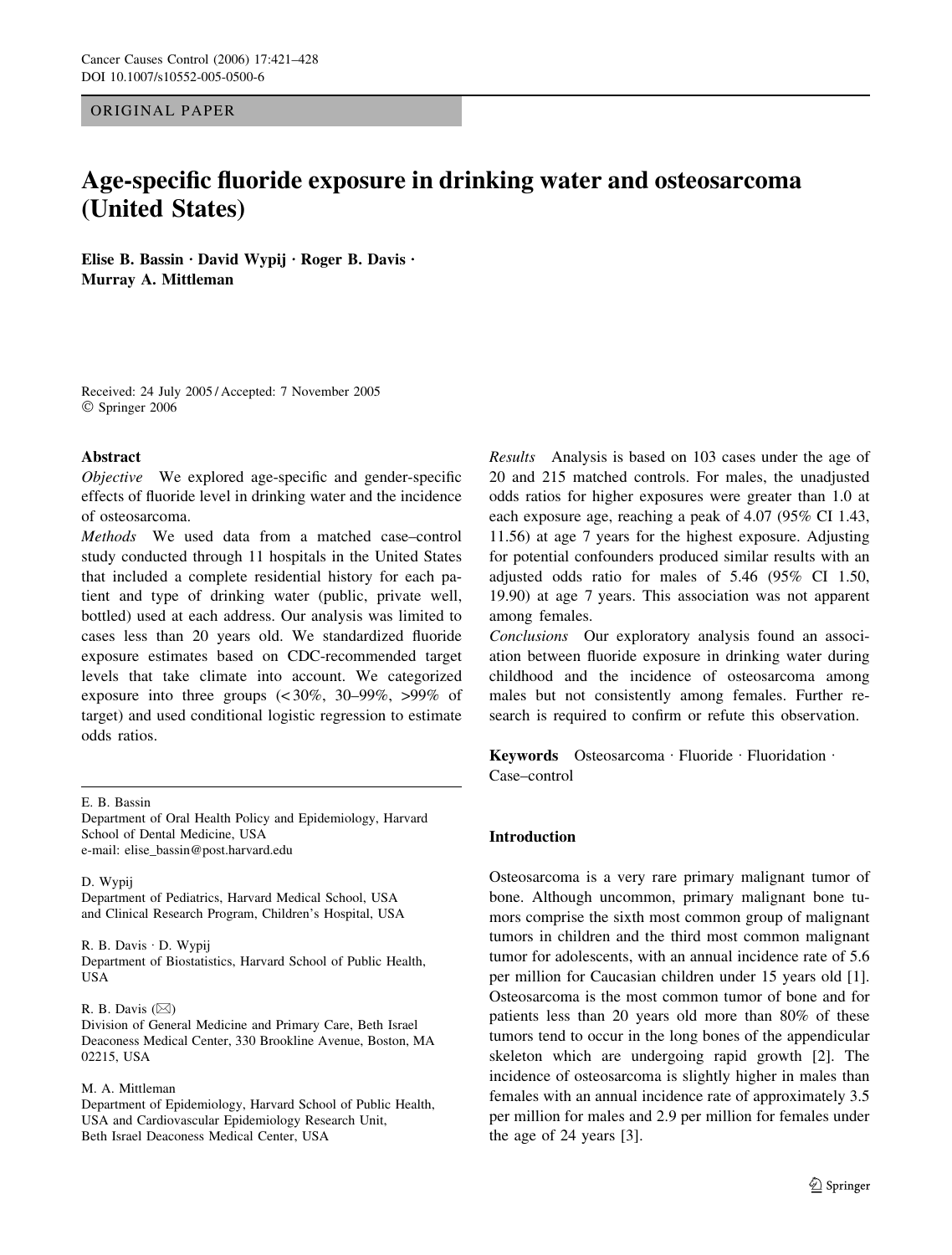ORIGINAL PAPER

# Age-specific fluoride exposure in drinking water and osteosarcoma (United States)

**Elise B. Bassin · David Wypij · Roger B. Davis · Murray A. Mittleman**

Received: 24 July 2005 / Accepted: 7 November 2005
© Springer 2006

## Abstract

*Objective* We explored age-specific and gender-specific effects of fluoride level in drinking water and the incidence of osteosarcoma.

*Methods* We used data from a matched case–control study conducted through 11 hospitals in the United States that included a complete residential history for each patient and type of drinking water (public, private well, bottled) used at each address. Our analysis was limited to cases less than 20 years old. We standardized fluoride exposure estimates based on CDC-recommended target levels that take climate into account. We categorized exposure into three groups (<30%, 30–99%, >99% of target) and used conditional logistic regression to estimate odds ratios.

*Results* Analysis is based on 103 cases under the age of 20 and 215 matched controls. For males, the unadjusted odds ratios for higher exposures were greater than 1.0 at each exposure age, reaching a peak of 4.07 (95% CI 1.43, 11.56) at age 7 years for the highest exposure. Adjusting for potential confounders produced similar results with an adjusted odds ratio for males of 5.46 (95% CI 1.50, 19.90) at age 7 years. This association was not apparent among females.

*Conclusions* Our exploratory analysis found an association between fluoride exposure in drinking water during childhood and the incidence of osteosarcoma among males but not consistently among females. Further research is required to confirm or refute this observation.

**Keywords** Osteosarcoma · Fluoride · Fluoridation · Case–control

E. B. Bassin
Department of Oral Health Policy and Epidemiology, Harvard School of Dental Medicine, USA
e-mail: elise_bassin@post.harvard.edu

D. Wypij
Department of Pediatrics, Harvard Medical School, USA and Clinical Research Program, Children's Hospital, USA

R. B. Davis · D. Wypij
Department of Biostatistics, Harvard School of Public Health, USA

R. B. Davis (✉)
Division of General Medicine and Primary Care, Beth Israel Deaconess Medical Center, 330 Brookline Avenue, Boston, MA 02215, USA

M. A. Mittleman
Department of Epidemiology, Harvard School of Public Health, USA and Cardiovascular Epidemiology Research Unit, Beth Israel Deaconess Medical Center, USA

## Introduction

Osteosarcoma is a very rare primary malignant tumor of bone. Although uncommon, primary malignant bone tumors comprise the sixth most common group of malignant tumors in children and the third most common malignant tumor for adolescents, with an annual incidence rate of 5.6 per million for Caucasian children under 15 years old [1]. Osteosarcoma is the most common tumor of bone and for patients less than 20 years old more than 80% of these tumors tend to occur in the long bones of the appendicular skeleton which are undergoing rapid growth [2]. The incidence of osteosarcoma is slightly higher in males than females with an annual incidence rate of approximately 3.5 per million for males and 2.9 per million for females under the age of 24 years [3].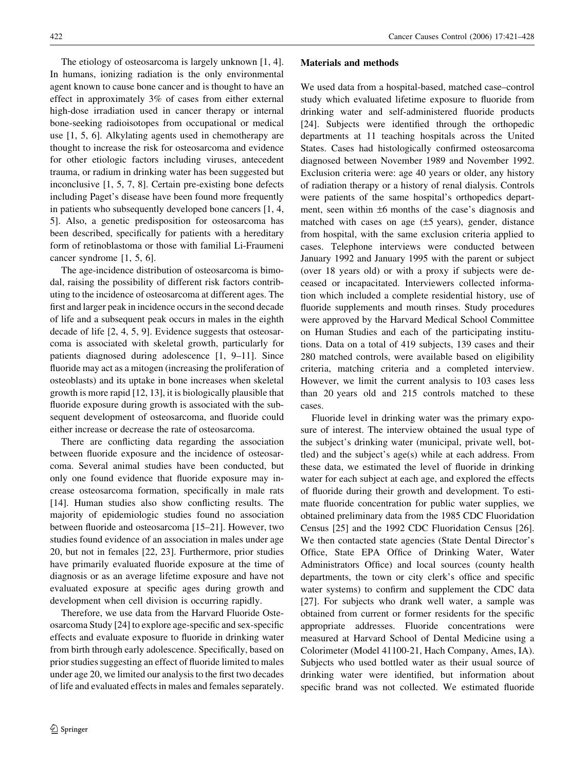The etiology of osteosarcoma is largely unknown [1, 4]. In humans, ionizing radiation is the only environmental agent known to cause bone cancer and is thought to have an effect in approximately 3% of cases from either external high-dose irradiation used in cancer therapy or internal bone-seeking radioisotopes from occupational or medical use [1, 5, 6]. Alkylating agents used in chemotherapy are thought to increase the risk for osteosarcoma and evidence for other etiologic factors including viruses, antecedent trauma, or radium in drinking water has been suggested but inconclusive [1, 5, 7, 8]. Certain pre-existing bone defects including Paget's disease have been found more frequently in patients who subsequently developed bone cancers [1, 4, 5]. Also, a genetic predisposition for osteosarcoma has been described, specifically for patients with a hereditary form of retinoblastoma or those with familial Li-Fraumeni cancer syndrome [1, 5, 6].

The age-incidence distribution of osteosarcoma is bimodal, raising the possibility of different risk factors contributing to the incidence of osteosarcoma at different ages. The first and larger peak in incidence occurs in the second decade of life and a subsequent peak occurs in males in the eighth decade of life [2, 4, 5, 9]. Evidence suggests that osteosarcoma is associated with skeletal growth, particularly for patients diagnosed during adolescence [1, 9–11]. Since fluoride may act as a mitogen (increasing the proliferation of osteoblasts) and its uptake in bone increases when skeletal growth is more rapid [12, 13], it is biologically plausible that fluoride exposure during growth is associated with the subsequent development of osteosarcoma, and fluoride could either increase or decrease the rate of osteosarcoma.

There are conflicting data regarding the association between fluoride exposure and the incidence of osteosarcoma. Several animal studies have been conducted, but only one found evidence that fluoride exposure may increase osteosarcoma formation, specifically in male rats [14]. Human studies also show conflicting results. The majority of epidemiologic studies found no association between fluoride and osteosarcoma [15–21]. However, two studies found evidence of an association in males under age 20, but not in females [22, 23]. Furthermore, prior studies have primarily evaluated fluoride exposure at the time of diagnosis or as an average lifetime exposure and have not evaluated exposure at specific ages during growth and development when cell division is occurring rapidly.

Therefore, we use data from the Harvard Fluoride Osteosarcoma Study [24] to explore age-specific and sex-specific effects and evaluate exposure to fluoride in drinking water from birth through early adolescence. Specifically, based on prior studies suggesting an effect of fluoride limited to males under age 20, we limited our analysis to the first two decades of life and evaluated effects in males and females separately.

## Materials and methods

We used data from a hospital-based, matched case–control study which evaluated lifetime exposure to fluoride from drinking water and self-administered fluoride products [24]. Subjects were identified through the orthopedic departments at 11 teaching hospitals across the United States. Cases had histologically confirmed osteosarcoma diagnosed between November 1989 and November 1992. Exclusion criteria were: age 40 years or older, any history of radiation therapy or a history of renal dialysis. Controls were patients of the same hospital's orthopedics department, seen within ±6 months of the case's diagnosis and matched with cases on age (±5 years), gender, distance from hospital, with the same exclusion criteria applied to cases. Telephone interviews were conducted between January 1992 and January 1995 with the parent or subject (over 18 years old) or with a proxy if subjects were deceased or incapacitated. Interviewers collected information which included a complete residential history, use of fluoride supplements and mouth rinses. Study procedures were approved by the Harvard Medical School Committee on Human Studies and each of the participating institutions. Data on a total of 419 subjects, 139 cases and their 280 matched controls, were available based on eligibility criteria, matching criteria and a completed interview. However, we limit the current analysis to 103 cases less than 20 years old and 215 controls matched to these cases.

Fluoride level in drinking water was the primary exposure of interest. The interview obtained the usual type of the subject's drinking water (municipal, private well, bottled) and the subject's age(s) while at each address. From these data, we estimated the level of fluoride in drinking water for each subject at each age, and explored the effects of fluoride during their growth and development. To estimate fluoride concentration for public water supplies, we obtained preliminary data from the 1985 CDC Fluoridation Census [25] and the 1992 CDC Fluoridation Census [26]. We then contacted state agencies (State Dental Director's Office, State EPA Office of Drinking Water, Water Administrators Office) and local sources (county health departments, the town or city clerk's office and specific water systems) to confirm and supplement the CDC data [27]. For subjects who drank well water, a sample was obtained from current or former residents for the specific appropriate addresses. Fluoride concentrations were measured at Harvard School of Dental Medicine using a Colorimeter (Model 41100-21, Hach Company, Ames, IA). Subjects who used bottled water as their usual source of drinking water were identified, but information about specific brand was not collected. We estimated fluoride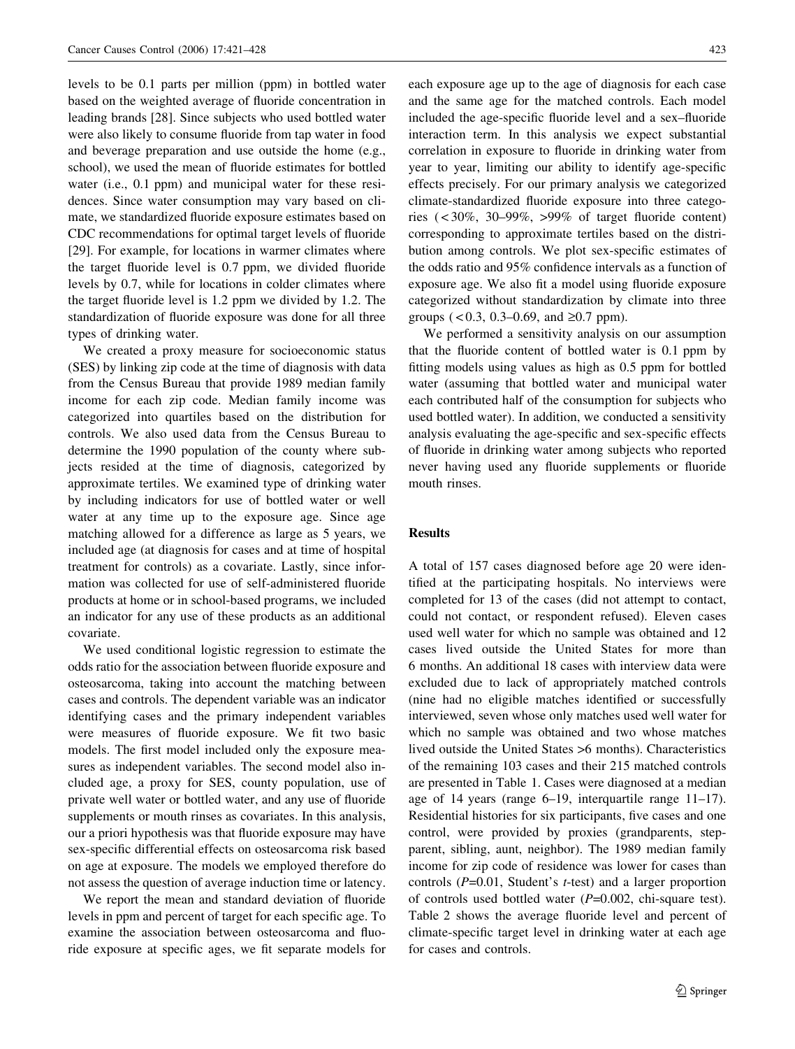levels to be 0.1 parts per million (ppm) in bottled water based on the weighted average of fluoride concentration in leading brands [28]. Since subjects who used bottled water were also likely to consume fluoride from tap water in food and beverage preparation and use outside the home (e.g., school), we used the mean of fluoride estimates for bottled water (i.e., 0.1 ppm) and municipal water for these residences. Since water consumption may vary based on climate, we standardized fluoride exposure estimates based on CDC recommendations for optimal target levels of fluoride [29]. For example, for locations in warmer climates where the target fluoride level is 0.7 ppm, we divided fluoride levels by 0.7, while for locations in colder climates where the target fluoride level is 1.2 ppm we divided by 1.2. The standardization of fluoride exposure was done for all three types of drinking water.

We created a proxy measure for socioeconomic status (SES) by linking zip code at the time of diagnosis with data from the Census Bureau that provide 1989 median family income for each zip code. Median family income was categorized into quartiles based on the distribution for controls. We also used data from the Census Bureau to determine the 1990 population of the county where subjects resided at the time of diagnosis, categorized by approximate tertiles. We examined type of drinking water by including indicators for use of bottled water or well water at any time up to the exposure age. Since age matching allowed for a difference as large as 5 years, we included age (at diagnosis for cases and at time of hospital treatment for controls) as a covariate. Lastly, since information was collected for use of self-administered fluoride products at home or in school-based programs, we included an indicator for any use of these products as an additional covariate.

We used conditional logistic regression to estimate the odds ratio for the association between fluoride exposure and osteosarcoma, taking into account the matching between cases and controls. The dependent variable was an indicator identifying cases and the primary independent variables were measures of fluoride exposure. We fit two basic models. The first model included only the exposure measures as independent variables. The second model also included age, a proxy for SES, county population, use of private well water or bottled water, and any use of fluoride supplements or mouth rinses as covariates. In this analysis, our a priori hypothesis was that fluoride exposure may have sex-specific differential effects on osteosarcoma risk based on age at exposure. The models we employed therefore do not assess the question of average induction time or latency.

We report the mean and standard deviation of fluoride levels in ppm and percent of target for each specific age. To examine the association between osteosarcoma and fluoride exposure at specific ages, we fit separate models for each exposure age up to the age of diagnosis for each case and the same age for the matched controls. Each model included the age-specific fluoride level and a sex–fluoride interaction term. In this analysis we expect substantial correlation in exposure to fluoride in drinking water from year to year, limiting our ability to identify age-specific effects precisely. For our primary analysis we categorized climate-standardized fluoride exposure into three categories (<30%, 30–99%, >99% of target fluoride content) corresponding to approximate tertiles based on the distribution among controls. We plot sex-specific estimates of the odds ratio and 95% confidence intervals as a function of exposure age. We also fit a model using fluoride exposure categorized without standardization by climate into three groups (<0.3, 0.3–0.69, and ≥0.7 ppm).

We performed a sensitivity analysis on our assumption that the fluoride content of bottled water is 0.1 ppm by fitting models using values as high as 0.5 ppm for bottled water (assuming that bottled water and municipal water each contributed half of the consumption for subjects who used bottled water). In addition, we conducted a sensitivity analysis evaluating the age-specific and sex-specific effects of fluoride in drinking water among subjects who reported never having used any fluoride supplements or fluoride mouth rinses.

## Results

A total of 157 cases diagnosed before age 20 were identified at the participating hospitals. No interviews were completed for 13 of the cases (did not attempt to contact, could not contact, or respondent refused). Eleven cases used well water for which no sample was obtained and 12 cases lived outside the United States for more than 6 months. An additional 18 cases with interview data were excluded due to lack of appropriately matched controls (nine had no eligible matches identified or successfully interviewed, seven whose only matches used well water for which no sample was obtained and two whose matches lived outside the United States >6 months). Characteristics of the remaining 103 cases and their 215 matched controls are presented in Table 1. Cases were diagnosed at a median age of 14 years (range 6–19, interquartile range 11–17). Residential histories for six participants, five cases and one control, were provided by proxies (grandparents, step-parent, sibling, aunt, neighbor). The 1989 median family income for zip code of residence was lower for cases than controls ($P$=0.01, Student's $t$-test) and a larger proportion of controls used bottled water ($P$=0.002, chi-square test). Table 2 shows the average fluoride level and percent of climate-specific target level in drinking water at each age for cases and controls.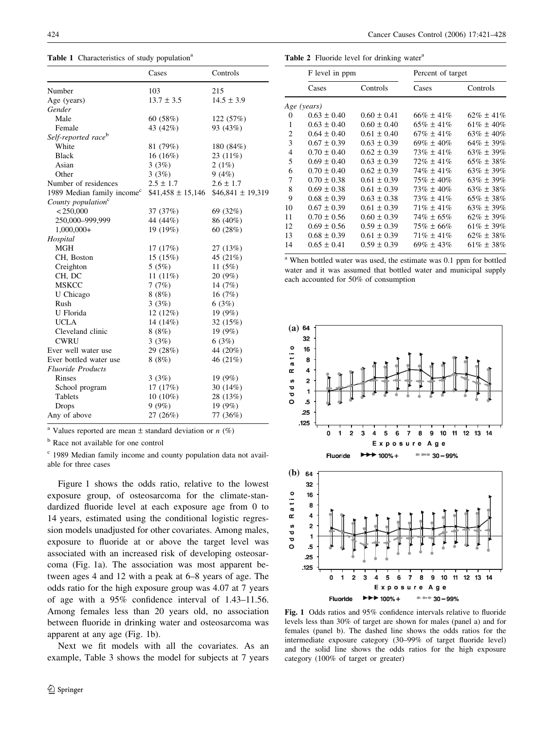**Table 1** Characteristics of study population[a]

| | Cases | Controls |
|---|---|---|
| Number | 103 | 215 |
| Age (years) | 13.7 ± 3.5 | 14.5 ± 3.9 |
| *Gender* | | |
| Male | 60 (58%) | 122 (57%) |
| Female | 43 (42%) | 93 (43%) |
| *Self-reported race*[b] | | |
| White | 81 (79%) | 180 (84%) |
| Black | 16 (16%) | 23 (11%) |
| Asian | 3 (3%) | 2 (1%) |
| Other | 3 (3%) | 9 (4%) |
| Number of residences | 2.5 ± 1.7 | 2.6 ± 1.7 |
| 1989 Median family income[c] | \$41,458 ± 15,146 | \$46,841 ± 19,319 |
| *County population*[c] | | |
| <250,000 | 37 (37%) | 69 (32%) |
| 250,000–999,999 | 44 (44%) | 86 (40%) |
| 1,000,000+ | 19 (19%) | 60 (28%) |
| *Hospital* | | |
| MGH | 17 (17%) | 27 (13%) |
| CH, Boston | 15 (15%) | 45 (21%) |
| Creighton | 5 (5%) | 11 (5%) |
| CH, DC | 11 (11%) | 20 (9%) |
| MSKCC | 7 (7%) | 14 (7%) |
| U Chicago | 8 (8%) | 16 (7%) |
| Rush | 3 (3%) | 6 (3%) |
| U Florida | 12 (12%) | 19 (9%) |
| UCLA | 14 (14%) | 32 (15%) |
| Cleveland clinic | 8 (8%) | 19 (9%) |
| CWRU | 3 (3%) | 6 (3%) |
| Ever well water use | 29 (28%) | 44 (20%) |
| Ever bottled water use | 8 (8%) | 46 (21%) |
| *Fluoride Products* | | |
| Rinses | 3 (3%) | 19 (9%) |
| School program | 17 (17%) | 30 (14%) |
| Tablets | 10 (10%) | 28 (13%) |
| Drops | 9 (9%) | 19 (9%) |
| Any of above | 27 (26%) | 77 (36%) |

[a] Values reported are mean ± standard deviation or *n* (%)

[b] Race not available for one control

[c] 1989 Median family income and county population data not available for three cases

Figure 1 shows the odds ratio, relative to the lowest exposure group, of osteosarcoma for the climate-standardized fluoride level at each exposure age from 0 to 14 years, estimated using the conditional logistic regression models unadjusted for other covariates. Among males, exposure to fluoride at or above the target level was associated with an increased risk of developing osteosarcoma (Fig. 1a). The association was most apparent between ages 4 and 12 with a peak at 6–8 years of age. The odds ratio for the high exposure group was 4.07 at 7 years of age with a 95% confidence interval of 1.43–11.56. Among females less than 20 years old, no association between fluoride in drinking water and osteosarcoma was apparent at any age (Fig. 1b).

Next we fit models with all the covariates. As an example, Table 3 shows the model for subjects at 7 years

**Table 2** Fluoride level for drinking water[a]

| | F level in ppm | | Percent of target | |
|---|---|---|---|---|
| | Cases | Controls | Cases | Controls |
| *Age (years)* | | | | |
| 0 | 0.63 ± 0.40 | 0.60 ± 0.41 | 66% ± 41% | 62% ± 41% |
| 1 | 0.63 ± 0.40 | 0.60 ± 0.40 | 65% ± 41% | 61% ± 40% |
| 2 | 0.64 ± 0.40 | 0.61 ± 0.40 | 67% ± 41% | 63% ± 40% |
| 3 | 0.67 ± 0.39 | 0.63 ± 0.39 | 69% ± 40% | 64% ± 39% |
| 4 | 0.70 ± 0.40 | 0.62 ± 0.39 | 73% ± 41% | 63% ± 39% |
| 5 | 0.69 ± 0.40 | 0.63 ± 0.39 | 72% ± 41% | 65% ± 38% |
| 6 | 0.70 ± 0.40 | 0.62 ± 0.39 | 74% ± 41% | 63% ± 39% |
| 7 | 0.70 ± 0.38 | 0.61 ± 0.39 | 75% ± 40% | 63% ± 39% |
| 8 | 0.69 ± 0.38 | 0.61 ± 0.39 | 73% ± 40% | 63% ± 38% |
| 9 | 0.68 ± 0.39 | 0.63 ± 0.38 | 73% ± 41% | 65% ± 38% |
| 10 | 0.67 ± 0.39 | 0.61 ± 0.39 | 71% ± 41% | 63% ± 39% |
| 11 | 0.70 ± 0.56 | 0.60 ± 0.39 | 74% ± 65% | 62% ± 39% |
| 12 | 0.69 ± 0.56 | 0.59 ± 0.39 | 75% ± 66% | 61% ± 39% |
| 13 | 0.68 ± 0.39 | 0.61 ± 0.39 | 71% ± 41% | 62% ± 38% |
| 14 | 0.65 ± 0.41 | 0.59 ± 0.39 | 69% ± 43% | 61% ± 38% |

[a] When bottled water was used, the estimate was 0.1 ppm for bottled water and it was assumed that bottled water and municipal supply each accounted for 50% of consumption

**Fig. 1** Odds ratios and 95% confidence intervals relative to fluoride levels less than 30% of target are shown for males (panel a) and for females (panel b). The dashed line shows the odds ratios for the intermediate exposure category (30–99% of target fluoride level) and the solid line shows the odds ratios for the high exposure category (100% of target or greater)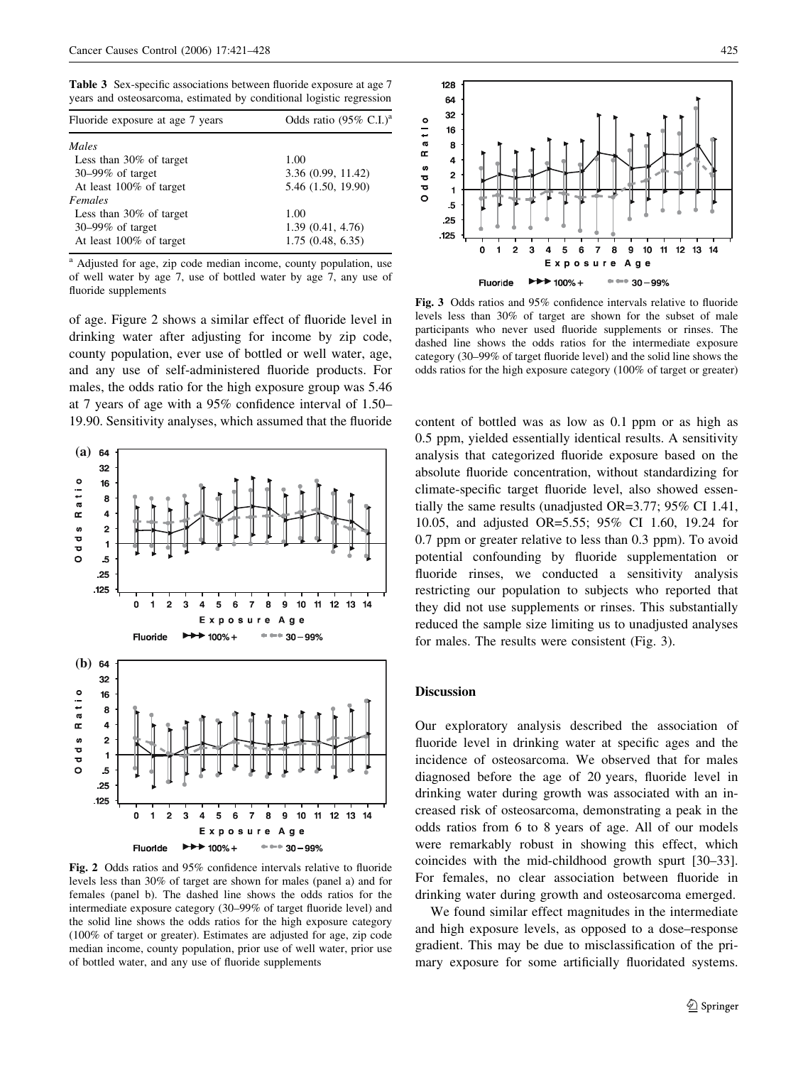**Table 3** Sex-specific associations between fluoride exposure at age 7 years and osteosarcoma, estimated by conditional logistic regression

| Fluoride exposure at age 7 years | Odds ratio (95% C.I.)[a] |
|---|---|
| *Males* | |
| Less than 30% of target | 1.00 |
| 30–99% of target | 3.36 (0.99, 11.42) |
| At least 100% of target | 5.46 (1.50, 19.90) |
| *Females* | |
| Less than 30% of target | 1.00 |
| 30–99% of target | 1.39 (0.41, 4.76) |
| At least 100% of target | 1.75 (0.48, 6.35) |

[a] Adjusted for age, zip code median income, county population, use of well water by age 7, use of bottled water by age 7, any use of fluoride supplements

of age. Figure 2 shows a similar effect of fluoride level in drinking water after adjusting for income by zip code, county population, ever use of bottled or well water, age, and any use of self-administered fluoride products. For males, the odds ratio for the high exposure group was 5.46 at 7 years of age with a 95% confidence interval of 1.50–19.90. Sensitivity analyses, which assumed that the fluoride content of bottled was as low as 0.1 ppm or as high as 0.5 ppm, yielded essentially identical results. A sensitivity analysis that categorized fluoride exposure based on the absolute fluoride concentration, without standardizing for climate-specific target fluoride level, also showed essentially the same results (unadjusted OR=3.77; 95% CI 1.41, 10.05, and adjusted OR=5.55; 95% CI 1.60, 19.24 for 0.7 ppm or greater relative to less than 0.3 ppm). To avoid potential confounding by fluoride supplementation or fluoride rinses, we conducted a sensitivity analysis restricting our population to subjects who reported that they did not use supplements or rinses. This substantially reduced the sample size limiting us to unadjusted analyses for males. The results were consistent (Fig. 3).

**Fig. 2** Odds ratios and 95% confidence intervals relative to fluoride levels less than 30% of target are shown for males (panel a) and for females (panel b). The dashed line shows the odds ratios for the intermediate exposure category (30–99% of target fluoride level) and the solid line shows the odds ratios for the high exposure category (100% of target or greater). Estimates are adjusted for age, zip code median income, county population, prior use of well water, prior use of bottled water, and any use of fluoride supplements

**Fig. 3** Odds ratios and 95% confidence intervals relative to fluoride levels less than 30% of target are shown for the subset of male participants who never used fluoride supplements or rinses. The dashed line shows the odds ratios for the intermediate exposure category (30–99% of target fluoride level) and the solid line shows the odds ratios for the high exposure category (100% of target or greater)

## Discussion

Our exploratory analysis described the association of fluoride level in drinking water at specific ages and the incidence of osteosarcoma. We observed that for males diagnosed before the age of 20 years, fluoride level in drinking water during growth was associated with an increased risk of osteosarcoma, demonstrating a peak in the odds ratios from 6 to 8 years of age. All of our models were remarkably robust in showing this effect, which coincides with the mid-childhood growth spurt [30–33]. For females, no clear association between fluoride in drinking water during growth and osteosarcoma emerged.

We found similar effect magnitudes in the intermediate and high exposure levels, as opposed to a dose–response gradient. This may be due to misclassification of the primary exposure for some artificially fluoridated systems.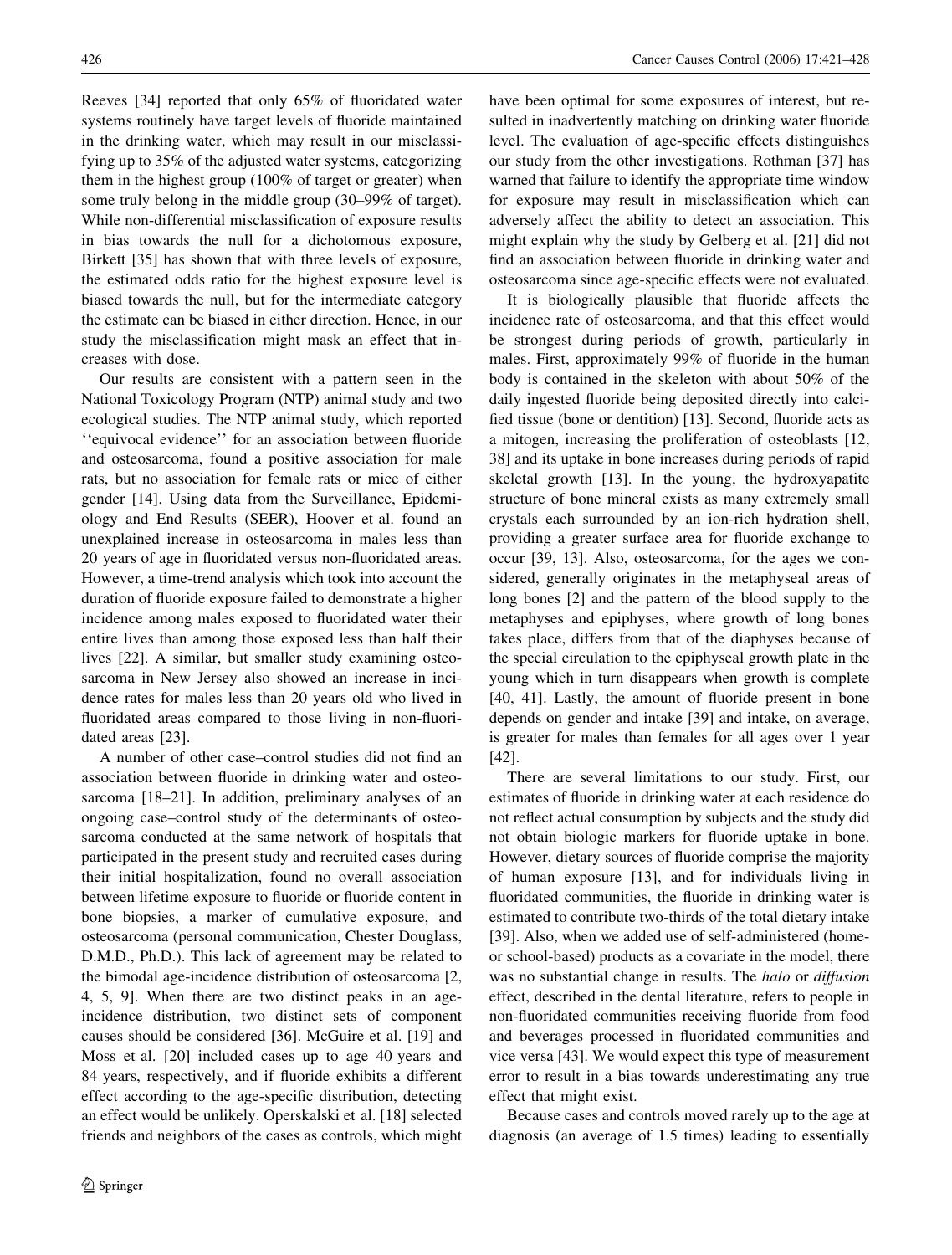Reeves [34] reported that only 65% of fluoridated water systems routinely have target levels of fluoride maintained in the drinking water, which may result in our misclassifying up to 35% of the adjusted water systems, categorizing them in the highest group (100% of target or greater) when some truly belong in the middle group (30–99% of target). While non-differential misclassification of exposure results in bias towards the null for a dichotomous exposure, Birkett [35] has shown that with three levels of exposure, the estimated odds ratio for the highest exposure level is biased towards the null, but for the intermediate category the estimate can be biased in either direction. Hence, in our study the misclassification might mask an effect that increases with dose.

Our results are consistent with a pattern seen in the National Toxicology Program (NTP) animal study and two ecological studies. The NTP animal study, which reported ''equivocal evidence'' for an association between fluoride and osteosarcoma, found a positive association for male rats, but no association for female rats or mice of either gender [14]. Using data from the Surveillance, Epidemiology and End Results (SEER), Hoover et al. found an unexplained increase in osteosarcoma in males less than 20 years of age in fluoridated versus non-fluoridated areas. However, a time-trend analysis which took into account the duration of fluoride exposure failed to demonstrate a higher incidence among males exposed to fluoridated water their entire lives than among those exposed less than half their lives [22]. A similar, but smaller study examining osteosarcoma in New Jersey also showed an increase in incidence rates for males less than 20 years old who lived in fluoridated areas compared to those living in non-fluoridated areas [23].

A number of other case–control studies did not find an association between fluoride in drinking water and osteosarcoma [18–21]. In addition, preliminary analyses of an ongoing case–control study of the determinants of osteosarcoma conducted at the same network of hospitals that participated in the present study and recruited cases during their initial hospitalization, found no overall association between lifetime exposure to fluoride or fluoride content in bone biopsies, a marker of cumulative exposure, and osteosarcoma (personal communication, Chester Douglass, D.M.D., Ph.D.). This lack of agreement may be related to the bimodal age-incidence distribution of osteosarcoma [2, 4, 5, 9]. When there are two distinct peaks in an age-incidence distribution, two distinct sets of component causes should be considered [36]. McGuire et al. [19] and Moss et al. [20] included cases up to age 40 years and 84 years, respectively, and if fluoride exhibits a different effect according to the age-specific distribution, detecting an effect would be unlikely. Operskalski et al. [18] selected friends and neighbors of the cases as controls, which might have been optimal for some exposures of interest, but resulted in inadvertently matching on drinking water fluoride level. The evaluation of age-specific effects distinguishes our study from the other investigations. Rothman [37] has warned that failure to identify the appropriate time window for exposure may result in misclassification which can adversely affect the ability to detect an association. This might explain why the study by Gelberg et al. [21] did not find an association between fluoride in drinking water and osteosarcoma since age-specific effects were not evaluated.

It is biologically plausible that fluoride affects the incidence rate of osteosarcoma, and that this effect would be strongest during periods of growth, particularly in males. First, approximately 99% of fluoride in the human body is contained in the skeleton with about 50% of the daily ingested fluoride being deposited directly into calcified tissue (bone or dentition) [13]. Second, fluoride acts as a mitogen, increasing the proliferation of osteoblasts [12, 38] and its uptake in bone increases during periods of rapid skeletal growth [13]. In the young, the hydroxyapatite structure of bone mineral exists as many extremely small crystals each surrounded by an ion-rich hydration shell, providing a greater surface area for fluoride exchange to occur [39, 13]. Also, osteosarcoma, for the ages we considered, generally originates in the metaphyseal areas of long bones [2] and the pattern of the blood supply to the metaphyses and epiphyses, where growth of long bones takes place, differs from that of the diaphyses because of the special circulation to the epiphyseal growth plate in the young which in turn disappears when growth is complete [40, 41]. Lastly, the amount of fluoride present in bone depends on gender and intake [39] and intake, on average, is greater for males than females for all ages over 1 year [42].

There are several limitations to our study. First, our estimates of fluoride in drinking water at each residence do not reflect actual consumption by subjects and the study did not obtain biologic markers for fluoride uptake in bone. However, dietary sources of fluoride comprise the majority of human exposure [13], and for individuals living in fluoridated communities, the fluoride in drinking water is estimated to contribute two-thirds of the total dietary intake [39]. Also, when we added use of self-administered (home- or school-based) products as a covariate in the model, there was no substantial change in results. The *halo* or *diffusion* effect, described in the dental literature, refers to people in non-fluoridated communities receiving fluoride from food and beverages processed in fluoridated communities and vice versa [43]. We would expect this type of measurement error to result in a bias towards underestimating any true effect that might exist.

Because cases and controls moved rarely up to the age at diagnosis (an average of 1.5 times) leading to essentially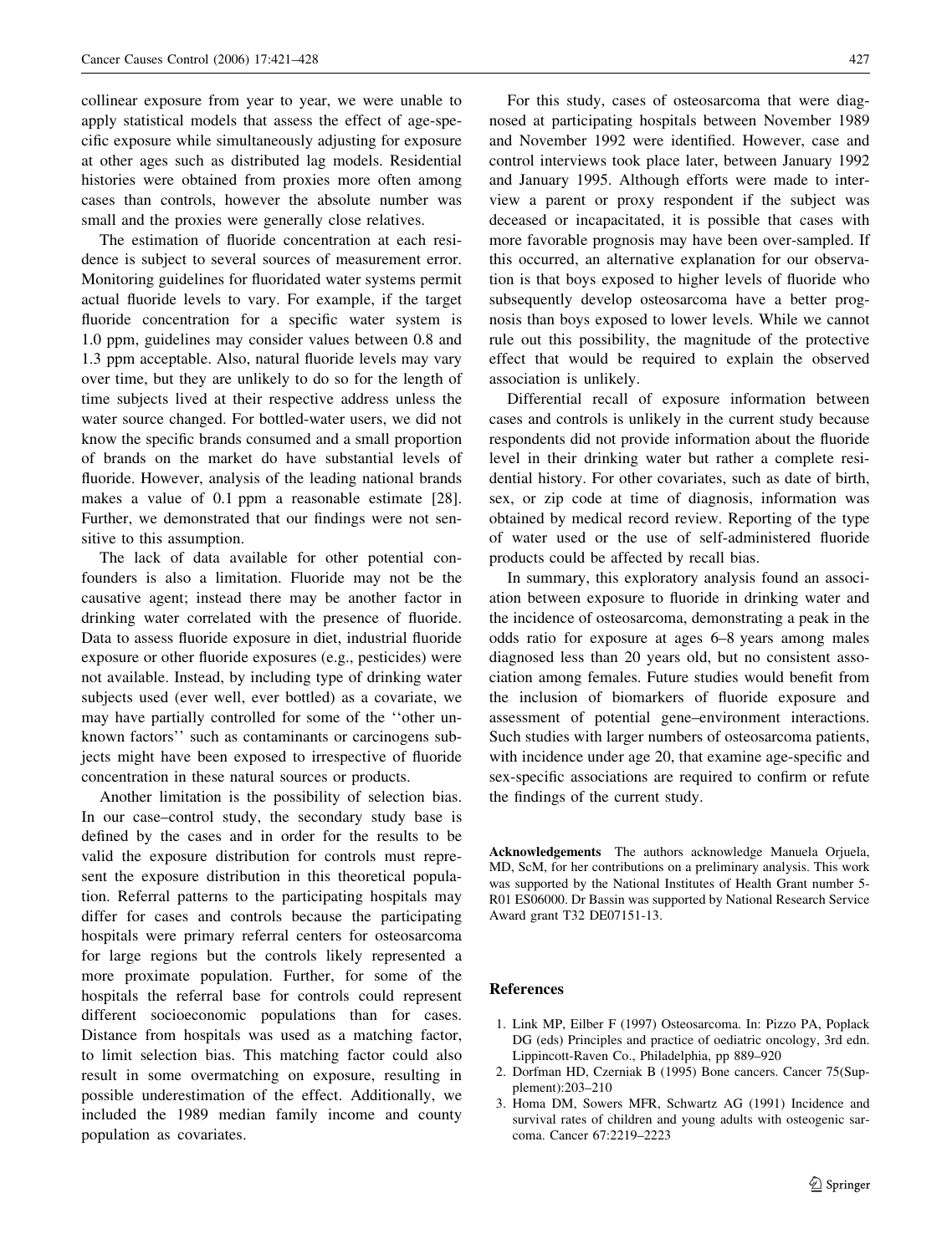collinear exposure from year to year, we were unable to apply statistical models that assess the effect of age-specific exposure while simultaneously adjusting for exposure at other ages such as distributed lag models. Residential histories were obtained from proxies more often among cases than controls, however the absolute number was small and the proxies were generally close relatives.

The estimation of fluoride concentration at each residence is subject to several sources of measurement error. Monitoring guidelines for fluoridated water systems permit actual fluoride levels to vary. For example, if the target fluoride concentration for a specific water system is 1.0 ppm, guidelines may consider values between 0.8 and 1.3 ppm acceptable. Also, natural fluoride levels may vary over time, but they are unlikely to do so for the length of time subjects lived at their respective address unless the water source changed. For bottled-water users, we did not know the specific brands consumed and a small proportion of brands on the market do have substantial levels of fluoride. However, analysis of the leading national brands makes a value of 0.1 ppm a reasonable estimate [28]. Further, we demonstrated that our findings were not sensitive to this assumption.

The lack of data available for other potential confounders is also a limitation. Fluoride may not be the causative agent; instead there may be another factor in drinking water correlated with the presence of fluoride. Data to assess fluoride exposure in diet, industrial fluoride exposure or other fluoride exposures (e.g., pesticides) were not available. Instead, by including type of drinking water subjects used (ever well, ever bottled) as a covariate, we may have partially controlled for some of the ''other unknown factors'' such as contaminants or carcinogens subjects might have been exposed to irrespective of fluoride concentration in these natural sources or products.

Another limitation is the possibility of selection bias. In our case–control study, the secondary study base is defined by the cases and in order for the results to be valid the exposure distribution for controls must represent the exposure distribution in this theoretical population. Referral patterns to the participating hospitals may differ for cases and controls because the participating hospitals were primary referral centers for osteosarcoma for large regions but the controls likely represented a more proximate population. Further, for some of the hospitals the referral base for controls could represent different socioeconomic populations than for cases. Distance from hospitals was used as a matching factor, to limit selection bias. This matching factor could also result in some overmatching on exposure, resulting in possible underestimation of the effect. Additionally, we included the 1989 median family income and county population as covariates.

For this study, cases of osteosarcoma that were diagnosed at participating hospitals between November 1989 and November 1992 were identified. However, case and control interviews took place later, between January 1992 and January 1995. Although efforts were made to interview a parent or proxy respondent if the subject was deceased or incapacitated, it is possible that cases with more favorable prognosis may have been over-sampled. If this occurred, an alternative explanation for our observation is that boys exposed to higher levels of fluoride who subsequently develop osteosarcoma have a better prognosis than boys exposed to lower levels. While we cannot rule out this possibility, the magnitude of the protective effect that would be required to explain the observed association is unlikely.

Differential recall of exposure information between cases and controls is unlikely in the current study because respondents did not provide information about the fluoride level in their drinking water but rather a complete residential history. For other covariates, such as date of birth, sex, or zip code at time of diagnosis, information was obtained by medical record review. Reporting of the type of water used or the use of self-administered fluoride products could be affected by recall bias.

In summary, this exploratory analysis found an association between exposure to fluoride in drinking water and the incidence of osteosarcoma, demonstrating a peak in the odds ratio for exposure at ages 6–8 years among males diagnosed less than 20 years old, but no consistent association among females. Future studies would benefit from the inclusion of biomarkers of fluoride exposure and assessment of potential gene–environment interactions. Such studies with larger numbers of osteosarcoma patients, with incidence under age 20, that examine age-specific and sex-specific associations are required to confirm or refute the findings of the current study.

**Acknowledgements** The authors acknowledge Manuela Orjuela, MD, ScM, for her contributions on a preliminary analysis. This work was supported by the National Institutes of Health Grant number 5-R01 ES06000. Dr Bassin was supported by National Research Service Award grant T32 DE07151-13.

## References

1. Link MP, Eilber F (1997) Osteosarcoma. In: Pizzo PA, Poplack DG (eds) Principles and practice of oediatric oncology, 3rd edn. Lippincott-Raven Co., Philadelphia, pp 889–920
2. Dorfman HD, Czerniak B (1995) Bone cancers. Cancer 75(Supplement):203–210
3. Homa DM, Sowers MFR, Schwartz AG (1991) Incidence and survival rates of children and young adults with osteogenic sarcoma. Cancer 67:2219–2223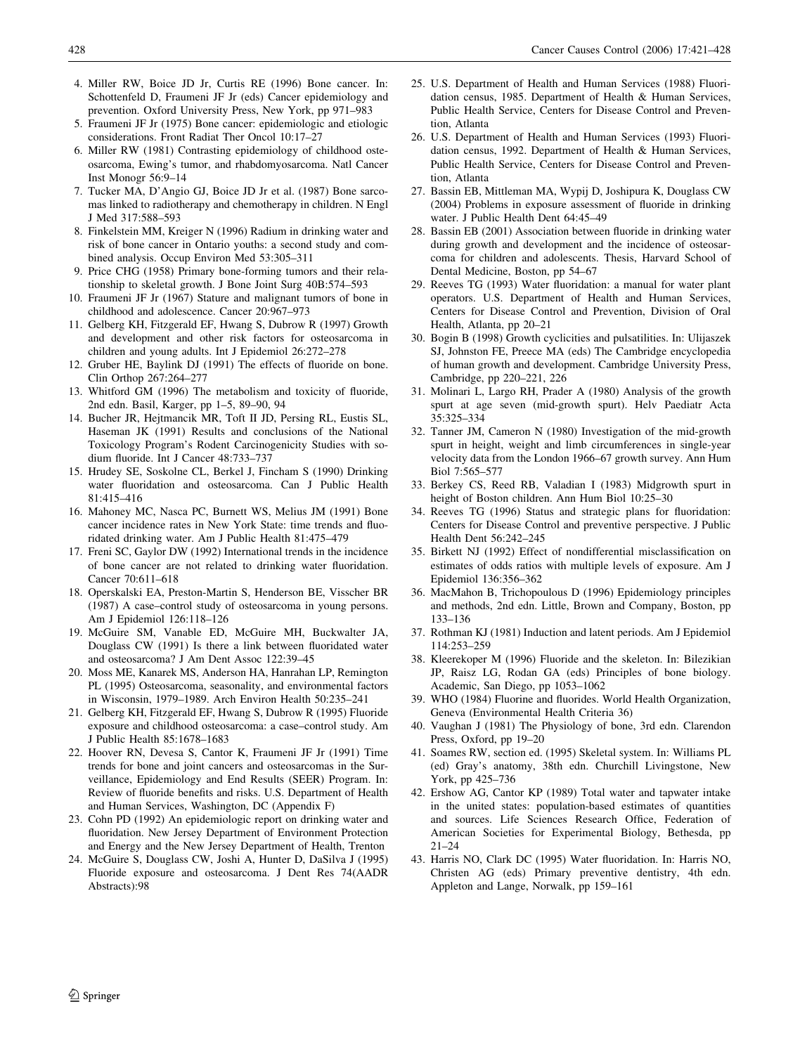4. Miller RW, Boice JD Jr, Curtis RE (1996) Bone cancer. In: Schottenfeld D, Fraumeni JF Jr (eds) Cancer epidemiology and prevention. Oxford University Press, New York, pp 971–983
5. Fraumeni JF Jr (1975) Bone cancer: epidemiologic and etiologic considerations. Front Radiat Ther Oncol 10:17–27
6. Miller RW (1981) Contrasting epidemiology of childhood osteosarcoma, Ewing's tumor, and rhabdomyosarcoma. Natl Cancer Inst Monogr 56:9–14
7. Tucker MA, D'Angio GJ, Boice JD Jr et al. (1987) Bone sarcomas linked to radiotherapy and chemotherapy in children. N Engl J Med 317:588–593
8. Finkelstein MM, Kreiger N (1996) Radium in drinking water and risk of bone cancer in Ontario youths: a second study and combined analysis. Occup Environ Med 53:305–311
9. Price CHG (1958) Primary bone-forming tumors and their relationship to skeletal growth. J Bone Joint Surg 40B:574–593
10. Fraumeni JF Jr (1967) Stature and malignant tumors of bone in childhood and adolescence. Cancer 20:967–973
11. Gelberg KH, Fitzgerald EF, Hwang S, Dubrow R (1997) Growth and development and other risk factors for osteosarcoma in children and young adults. Int J Epidemiol 26:272–278
12. Gruber HE, Baylink DJ (1991) The effects of fluoride on bone. Clin Orthop 267:264–277
13. Whitford GM (1996) The metabolism and toxicity of fluoride, 2nd edn. Basil, Karger, pp 1–5, 89–90, 94
14. Bucher JR, Hejtmancik MR, Toft II JD, Persing RL, Eustis SL, Haseman JK (1991) Results and conclusions of the National Toxicology Program's Rodent Carcinogenicity Studies with sodium fluoride. Int J Cancer 48:733–737
15. Hrudey SE, Soskolne CL, Berkel J, Fincham S (1990) Drinking water fluoridation and osteosarcoma. Can J Public Health 81:415–416
16. Mahoney MC, Nasca PC, Burnett WS, Melius JM (1991) Bone cancer incidence rates in New York State: time trends and fluoridated drinking water. Am J Public Health 81:475–479
17. Freni SC, Gaylor DW (1992) International trends in the incidence of bone cancer are not related to drinking water fluoridation. Cancer 70:611–618
18. Operskalski EA, Preston-Martin S, Henderson BE, Visscher BR (1987) A case–control study of osteosarcoma in young persons. Am J Epidemiol 126:118–126
19. McGuire SM, Vanable ED, McGuire MH, Buckwalter JA, Douglass CW (1991) Is there a link between fluoridated water and osteosarcoma? J Am Dent Assoc 122:39–45
20. Moss ME, Kanarek MS, Anderson HA, Hanrahan LP, Remington PL (1995) Osteosarcoma, seasonality, and environmental factors in Wisconsin, 1979–1989. Arch Environ Health 50:235–241
21. Gelberg KH, Fitzgerald EF, Hwang S, Dubrow R (1995) Fluoride exposure and childhood osteosarcoma: a case–control study. Am J Public Health 85:1678–1683
22. Hoover RN, Devesa S, Cantor K, Fraumeni JF Jr (1991) Time trends for bone and joint cancers and osteosarcomas in the Surveillance, Epidemiology and End Results (SEER) Program. In: Review of fluoride benefits and risks. U.S. Department of Health and Human Services, Washington, DC (Appendix F)
23. Cohn PD (1992) An epidemiologic report on drinking water and fluoridation. New Jersey Department of Environment Protection and Energy and the New Jersey Department of Health, Trenton
24. McGuire S, Douglass CW, Joshi A, Hunter D, DaSilva J (1995) Fluoride exposure and osteosarcoma. J Dent Res 74(AADR Abstracts):98
25. U.S. Department of Health and Human Services (1988) Fluoridation census, 1985. Department of Health & Human Services, Public Health Service, Centers for Disease Control and Prevention, Atlanta
26. U.S. Department of Health and Human Services (1993) Fluoridation census, 1992. Department of Health & Human Services, Public Health Service, Centers for Disease Control and Prevention, Atlanta
27. Bassin EB, Mittleman MA, Wypij D, Joshipura K, Douglass CW (2004) Problems in exposure assessment of fluoride in drinking water. J Public Health Dent 64:45–49
28. Bassin EB (2001) Association between fluoride in drinking water during growth and development and the incidence of osteosarcoma for children and adolescents. Thesis, Harvard School of Dental Medicine, Boston, pp 54–67
29. Reeves TG (1993) Water fluoridation: a manual for water plant operators. U.S. Department of Health and Human Services, Centers for Disease Control and Prevention, Division of Oral Health, Atlanta, pp 20–21
30. Bogin B (1998) Growth cyclicities and pulsatilities. In: Ulijaszek SJ, Johnston FE, Preece MA (eds) The Cambridge encyclopedia of human growth and development. Cambridge University Press, Cambridge, pp 220–221, 226
31. Molinari L, Largo RH, Prader A (1980) Analysis of the growth spurt at age seven (mid-growth spurt). Helv Paediatr Acta 35:325–334
32. Tanner JM, Cameron N (1980) Investigation of the mid-growth spurt in height, weight and limb circumferences in single-year velocity data from the London 1966–67 growth survey. Ann Hum Biol 7:565–577
33. Berkey CS, Reed RB, Valadian I (1983) Midgrowth spurt in height of Boston children. Ann Hum Biol 10:25–30
34. Reeves TG (1996) Status and strategic plans for fluoridation: Centers for Disease Control and preventive perspective. J Public Health Dent 56:242–245
35. Birkett NJ (1992) Effect of nondifferential misclassification on estimates of odds ratios with multiple levels of exposure. Am J Epidemiol 136:356–362
36. MacMahon B, Trichopoulous D (1996) Epidemiology principles and methods, 2nd edn. Little, Brown and Company, Boston, pp 133–136
37. Rothman KJ (1981) Induction and latent periods. Am J Epidemiol 114:253–259
38. Kleerekoper M (1996) Fluoride and the skeleton. In: Bilezikian JP, Raisz LG, Rodan GA (eds) Principles of bone biology. Academic, San Diego, pp 1053–1062
39. WHO (1984) Fluorine and fluorides. World Health Organization, Geneva (Environmental Health Criteria 36)
40. Vaughan J (1981) The Physiology of bone, 3rd edn. Clarendon Press, Oxford, pp 19–20
41. Soames RW, section ed. (1995) Skeletal system. In: Williams PL (ed) Gray's anatomy, 38th edn. Churchill Livingstone, New York, pp 425–736
42. Ershow AG, Cantor KP (1989) Total water and tapwater intake in the united states: population-based estimates of quantities and sources. Life Sciences Research Office, Federation of American Societies for Experimental Biology, Bethesda, pp 21–24
43. Harris NO, Clark DC (1995) Water fluoridation. In: Harris NO, Christen AG (eds) Primary preventive dentistry, 4th edn. Appleton and Lange, Norwalk, pp 159–161